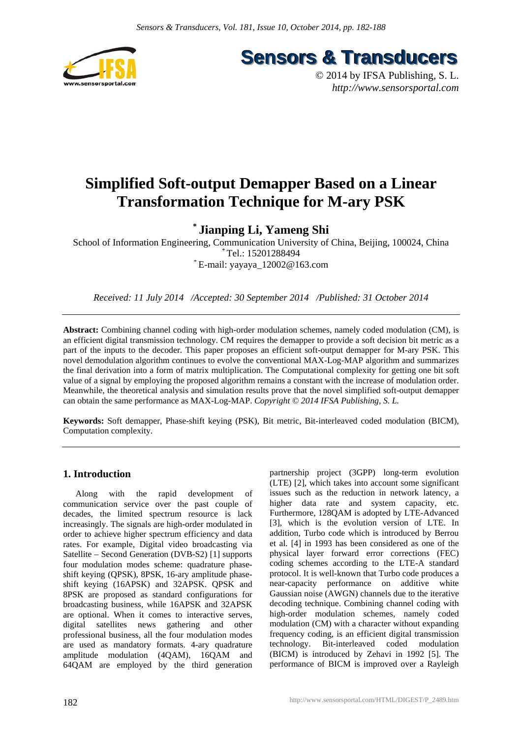# Simplified Soft-output Demapper Based on a Linear Transformation Technique for M-ary PSK

**[*] Jianping Li, Yameng Shi**

School of Information Engineering, Communication University of China, Beijing, 100024, China
[*] Tel.: 15201288494
[*] E-mail: yayaya_12002@163.com

*Received: 11 July 2014 /Accepted: 30 September 2014 /Published: 31 October 2014*

---

**Abstract:** Combining channel coding with high-order modulation schemes, namely coded modulation (CM), is an efficient digital transmission technology. CM requires the demapper to provide a soft decision bit metric as a part of the inputs to the decoder. This paper proposes an efficient soft-output demapper for M-ary PSK. This novel demodulation algorithm continues to evolve the conventional MAX-Log-MAP algorithm and summarizes the final derivation into a form of matrix multiplication. The Computational complexity for getting one bit soft value of a signal by employing the proposed algorithm remains a constant with the increase of modulation order. Meanwhile, the theoretical analysis and simulation results prove that the novel simplified soft-output demapper can obtain the same performance as MAX-Log-MAP. *Copyright © 2014 IFSA Publishing, S. L.*

**Keywords:** Soft demapper, Phase-shift keying (PSK), Bit metric, Bit-interleaved coded modulation (BICM), Computation complexity.

---

## 1. Introduction

Along with the rapid development of communication service over the past couple of decades, the limited spectrum resource is lack increasingly. The signals are high-order modulated in order to achieve higher spectrum efficiency and data rates. For example, Digital video broadcasting via Satellite – Second Generation (DVB-S2) [1] supports four modulation modes scheme: quadrature phase-shift keying (QPSK), 8PSK, 16-ary amplitude phase-shift keying (16APSK) and 32APSK. QPSK and 8PSK are proposed as standard configurations for broadcasting business, while 16APSK and 32APSK are optional. When it comes to interactive serves, digital satellites news gathering and other professional business, all the four modulation modes are used as mandatory formats. 4-ary quadrature amplitude modulation (4QAM), 16QAM and 64QAM are employed by the third generation partnership project (3GPP) long-term evolution (LTE) [2], which takes into account some significant issues such as the reduction in network latency, a higher data rate and system capacity, etc. Furthermore, 128QAM is adopted by LTE-Advanced [3], which is the evolution version of LTE. In addition, Turbo code which is introduced by Berrou et al. [4] in 1993 has been considered as one of the physical layer forward error corrections (FEC) coding schemes according to the LTE-A standard protocol. It is well-known that Turbo code produces a near-capacity performance on additive white Gaussian noise (AWGN) channels due to the iterative decoding technique. Combining channel coding with high-order modulation schemes, namely coded modulation (CM) with a character without expanding frequency coding, is an efficient digital transmission technology. Bit-interleaved coded modulation (BICM) is introduced by Zehavi in 1992 [5]. The performance of BICM is improved over a Rayleigh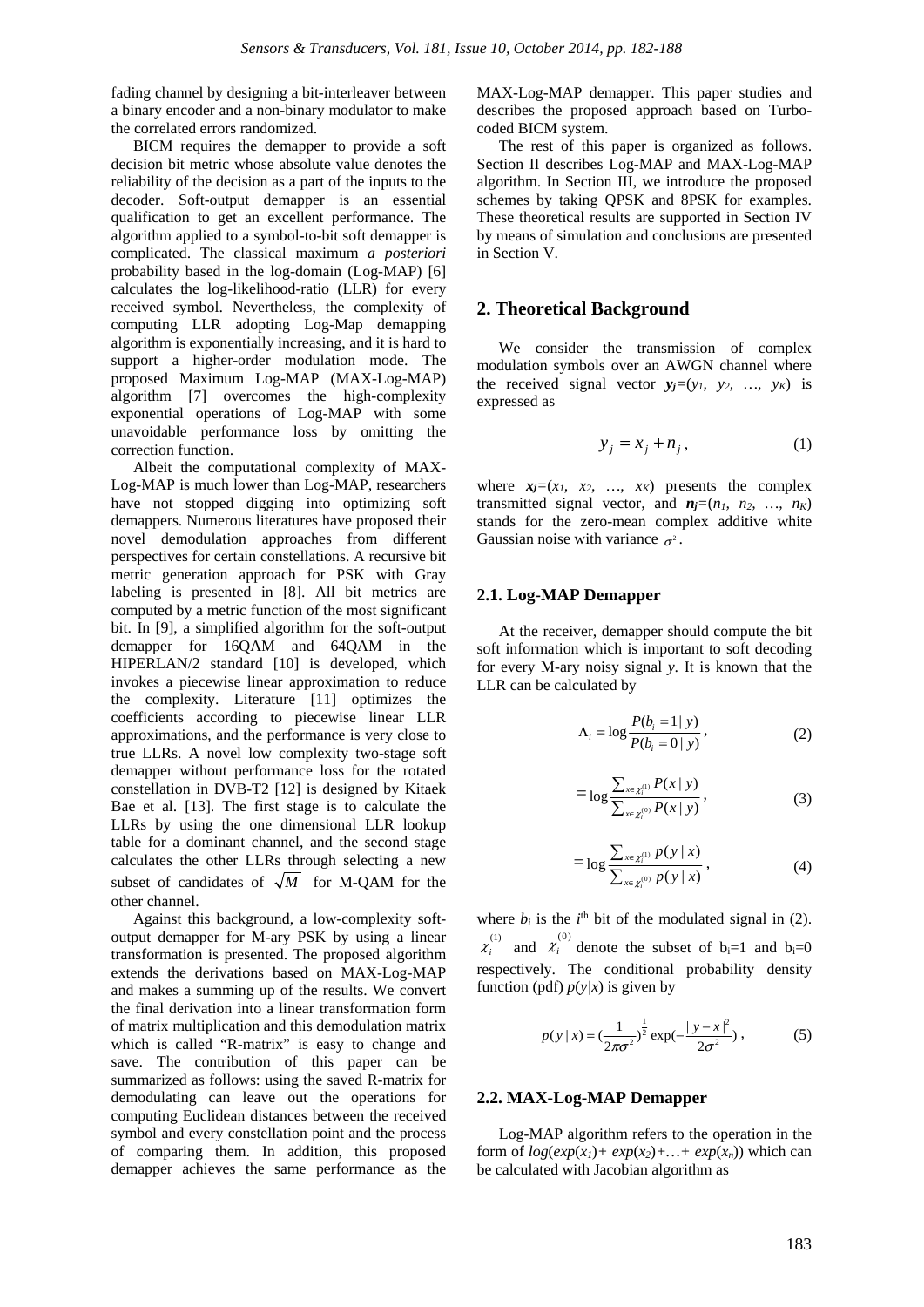fading channel by designing a bit-interleaver between a binary encoder and a non-binary modulator to make the correlated errors randomized.

BICM requires the demapper to provide a soft decision bit metric whose absolute value denotes the reliability of the decision as a part of the inputs to the decoder. Soft-output demapper is an essential qualification to get an excellent performance. The algorithm applied to a symbol-to-bit soft demapper is complicated. The classical maximum *a posteriori* probability based in the log-domain (Log-MAP) [6] calculates the log-likelihood-ratio (LLR) for every received symbol. Nevertheless, the complexity of computing LLR adopting Log-Map demapping algorithm is exponentially increasing, and it is hard to support a higher-order modulation mode. The proposed Maximum Log-MAP (MAX-Log-MAP) algorithm [7] overcomes the high-complexity exponential operations of Log-MAP with some unavoidable performance loss by omitting the correction function.

Albeit the computational complexity of MAX-Log-MAP is much lower than Log-MAP, researchers have not stopped digging into optimizing soft demappers. Numerous literatures have proposed their novel demodulation approaches from different perspectives for certain constellations. A recursive bit metric generation approach for PSK with Gray labeling is presented in [8]. All bit metrics are computed by a metric function of the most significant bit. In [9], a simplified algorithm for the soft-output demapper for 16QAM and 64QAM in the HIPERLAN/2 standard [10] is developed, which invokes a piecewise linear approximation to reduce the complexity. Literature [11] optimizes the coefficients according to piecewise linear LLR approximations, and the performance is very close to true LLRs. A novel low complexity two-stage soft demapper without performance loss for the rotated constellation in DVB-T2 [12] is designed by Kitaek Bae et al. [13]. The first stage is to calculate the LLRs by using the one dimensional LLR lookup table for a dominant channel, and the second stage calculates the other LLRs through selecting a new subset of candidates of $\sqrt{M}$ for M-QAM for the other channel.

Against this background, a low-complexity soft-output demapper for M-ary PSK by using a linear transformation is presented. The proposed algorithm extends the derivations based on MAX-Log-MAP and makes a summing up of the results. We convert the final derivation into a linear transformation form of matrix multiplication and this demodulation matrix which is called "R-matrix" is easy to change and save. The contribution of this paper can be summarized as follows: using the saved R-matrix for demodulating can leave out the operations for computing Euclidean distances between the received symbol and every constellation point and the process of comparing them. In addition, this proposed demapper achieves the same performance as the MAX-Log-MAP demapper. This paper studies and describes the proposed approach based on Turbo-coded BICM system.

The rest of this paper is organized as follows. Section II describes Log-MAP and MAX-Log-MAP algorithm. In Section III, we introduce the proposed schemes by taking QPSK and 8PSK for examples. These theoretical results are supported in Section IV by means of simulation and conclusions are presented in Section V.

## 2. Theoretical Background

We consider the transmission of complex modulation symbols over an AWGN channel where the received signal vector $\boldsymbol{y_j}=(y_1, y_2, \ldots, y_K)$ is expressed as

$$y_j = x_j + n_j, \tag{1}$$

where $\boldsymbol{x_j}=(x_1, x_2, \ldots, x_K)$ presents the complex transmitted signal vector, and $\boldsymbol{n_j}=(n_1, n_2, \ldots, n_K)$ stands for the zero-mean complex additive white Gaussian noise with variance $\sigma^2$.

### 2.1. Log-MAP Demapper

At the receiver, demapper should compute the bit soft information which is important to soft decoding for every M-ary noisy signal *y*. It is known that the LLR can be calculated by

$$\Lambda_i = \log\frac{P(b_i = 1 \mid y)}{P(b_i = 0 \mid y)}, \tag{2}$$

$$= \log\frac{\sum_{x\in\chi_i^{(1)}} P(x \mid y)}{\sum_{x\in\chi_i^{(0)}} P(x \mid y)}, \tag{3}$$

$$= \log\frac{\sum_{x\in\chi_i^{(1)}} p(y \mid x)}{\sum_{x\in\chi_i^{(0)}} p(y \mid x)}, \tag{4}$$

where $b_i$ is the $i^{\text{th}}$ bit of the modulated signal in (2). $\chi_i^{(1)}$ and $\chi_i^{(0)}$ denote the subset of $b_i=1$ and $b_i=0$ respectively. The conditional probability density function (pdf) $p(y|x)$ is given by

$$p(y \mid x) = \left(\frac{1}{2\pi\sigma^2}\right)^{\frac{1}{2}} \exp\left(-\frac{|y-x|^2}{2\sigma^2}\right), \tag{5}$$

### 2.2. MAX-Log-MAP Demapper

Log-MAP algorithm refers to the operation in the form of $\log(\exp(x_1)+\exp(x_2)+\ldots+\exp(x_n))$ which can be calculated with Jacobian algorithm as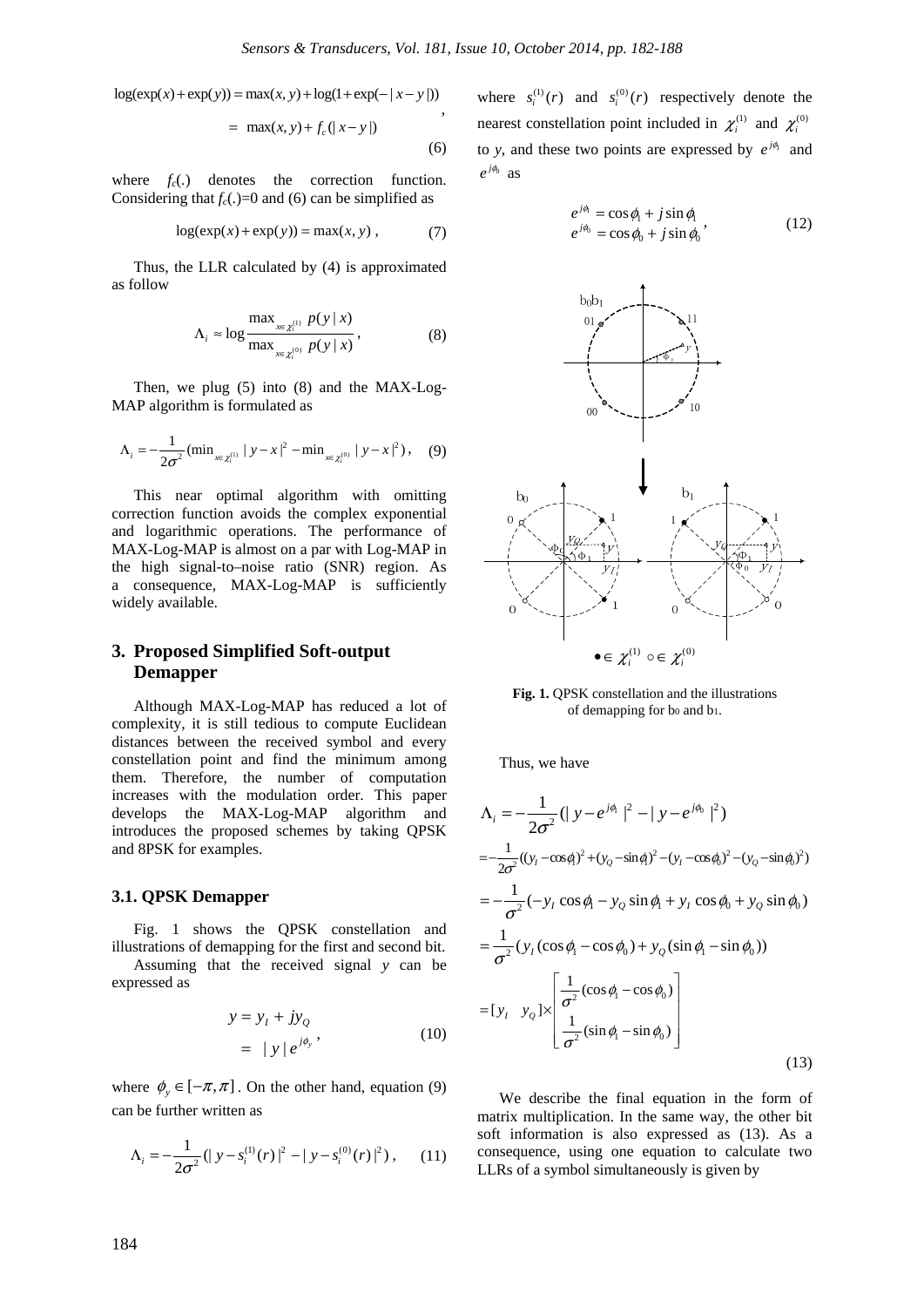$$\log(\exp(x)+\exp(y)) = \max(x,y)+\log(1+\exp(-|x-y|)) \\ = \max(x,y)+f_c(|x-y|) \tag{6}$$

where $f_c(.)$ denotes the correction function. Considering that $f_c(.)=0$ and (6) can be simplified as

$$\log(\exp(x)+\exp(y)) = \max(x,y), \tag{7}$$

Thus, the LLR calculated by (4) is approximated as follow

$$\Lambda_i \approx \log \frac{\max_{x\in\chi_i^{(1)}} p(y\,|\,x)}{\max_{x\in\chi_i^{(0)}} p(y\,|\,x)}, \tag{8}$$

Then, we plug (5) into (8) and the MAX-Log-MAP algorithm is formulated as

$$\Lambda_i = -\frac{1}{2\sigma^2}(\min_{x\in\chi_i^{(1)}} |y-x|^2 - \min_{x\in\chi_i^{(0)}} |y-x|^2), \tag{9}$$

This near optimal algorithm with omitting correction function avoids the complex exponential and logarithmic operations. The performance of MAX-Log-MAP is almost on a par with Log-MAP in the high signal-to–noise ratio (SNR) region. As a consequence, MAX-Log-MAP is sufficiently widely available.

## 3. Proposed Simplified Soft-output Demapper

Although MAX-Log-MAP has reduced a lot of complexity, it is still tedious to compute Euclidean distances between the received symbol and every constellation point and find the minimum among them. Therefore, the number of computation increases with the modulation order. This paper develops the MAX-Log-MAP algorithm and introduces the proposed schemes by taking QPSK and 8PSK for examples.

### 3.1. QPSK Demapper

Fig. 1 shows the QPSK constellation and illustrations of demapping for the first and second bit.

Assuming that the received signal $y$ can be expressed as

$$y = y_I + jy_Q \\ = |y|e^{j\phi_y}, \tag{10}$$

where $\phi_y \in [-\pi, \pi]$. On the other hand, equation (9) can be further written as

$$\Lambda_i = -\frac{1}{2\sigma^2}(|y-s_i^{(1)}(r)|^2 - |y-s_i^{(0)}(r)|^2), \tag{11}$$

where $s_i^{(1)}(r)$ and $s_i^{(0)}(r)$ respectively denote the nearest constellation point included in $\chi_i^{(1)}$ and $\chi_i^{(0)}$ to $y$, and these two points are expressed by $e^{j\phi_1}$ and $e^{j\phi_0}$ as

$$e^{j\phi_1} = \cos\phi_1 + j\sin\phi_1 \\ e^{j\phi_0} = \cos\phi_0 + j\sin\phi_0, \tag{12}$$

**Fig. 1.** QPSK constellation and the illustrations of demapping for $b_0$ and $b_1$.

Thus, we have

$$\begin{aligned}
\Lambda_i &= -\frac{1}{2\sigma^2}(|y-e^{j\phi_1}|^2 - |y-e^{j\phi_0}|^2) \\
&= -\frac{1}{2\sigma^2}((y_I-\cos\phi_1)^2+(y_Q-\sin\phi_1)^2-(y_I-\cos\phi_0)^2-(y_Q-\sin\phi_0)^2) \\
&= -\frac{1}{\sigma^2}(-y_I\cos\phi_1 - y_Q\sin\phi_1 + y_I\cos\phi_0 + y_Q\sin\phi_0) \\
&= \frac{1}{\sigma^2}(y_I(\cos\phi_1-\cos\phi_0)+y_Q(\sin\phi_1-\sin\phi_0)) \\
&= [y_I \quad y_Q]\times\begin{bmatrix}\frac{1}{\sigma^2}(\cos\phi_1-\cos\phi_0) \\ \frac{1}{\sigma^2}(\sin\phi_1-\sin\phi_0)\end{bmatrix}
\end{aligned} \tag{13}$$

We describe the final equation in the form of matrix multiplication. In the same way, the other bit soft information is also expressed as (13). As a consequence, using one equation to calculate two LLRs of a symbol simultaneously is given by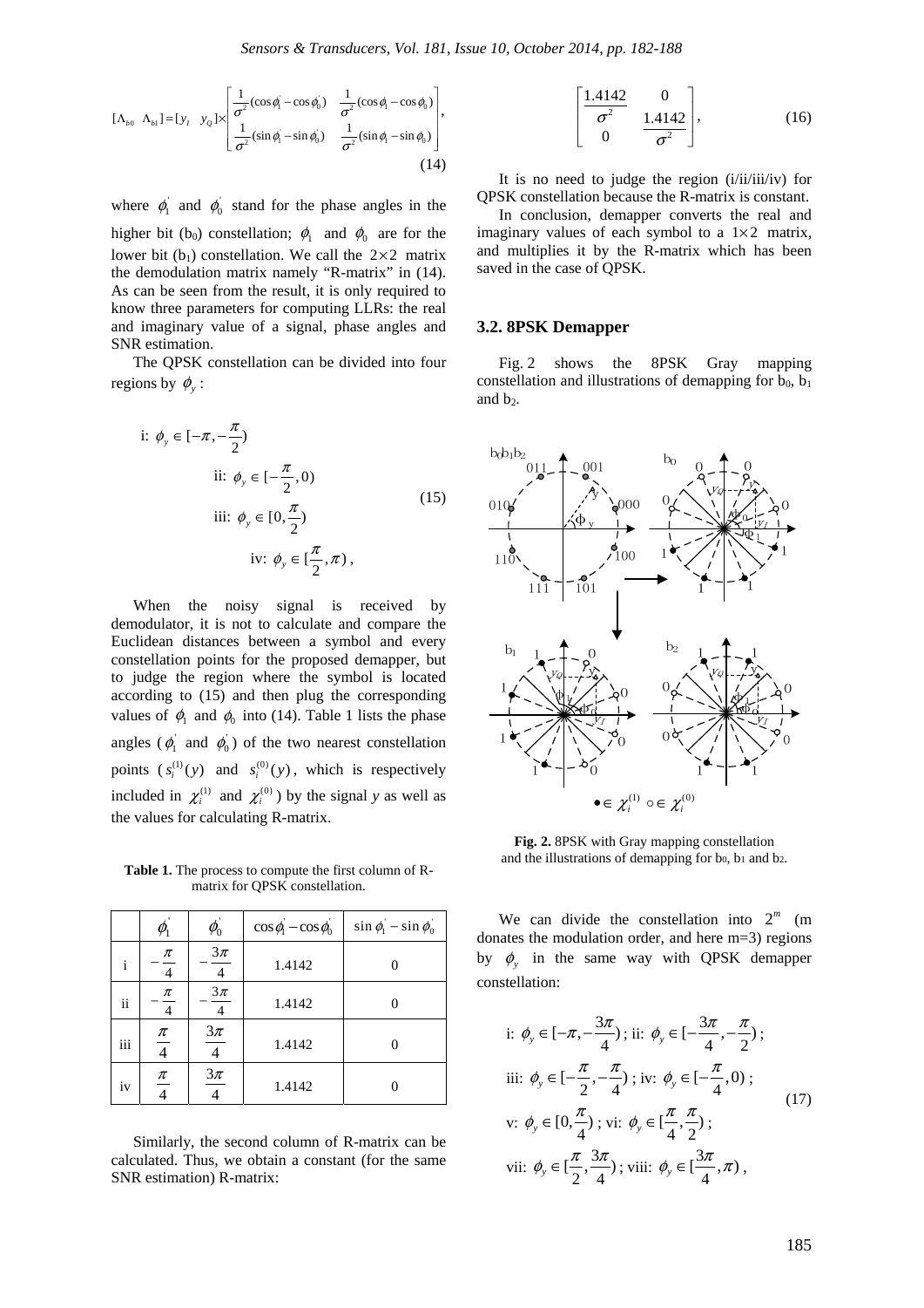$$[\Lambda_{b0} \ \ \Lambda_{b1}] = [y_I \ \ y_Q] \times \begin{bmatrix} \frac{1}{\sigma^2}(\cos\phi_1^{'} - \cos\phi_0^{'}) & \frac{1}{\sigma^2}(\cos\phi_1 - \cos\phi_0) \\ \frac{1}{\sigma^2}(\sin\phi_1^{'} - \sin\phi_0^{'}) & \frac{1}{\sigma^2}(\sin\phi_1 - \sin\phi_0) \end{bmatrix}, \tag{14}$$

where $\phi_1^{'}$ and $\phi_0^{'}$ stand for the phase angles in the higher bit ($b_0$) constellation; $\phi_1$ and $\phi_0$ are for the lower bit ($b_1$) constellation. We call the $2\times2$ matrix the demodulation matrix namely "R-matrix" in (14). As can be seen from the result, it is only required to know three parameters for computing LLRs: the real and imaginary value of a signal, phase angles and SNR estimation.

The QPSK constellation can be divided into four regions by $\phi_y$:

$$\begin{aligned} &\text{i: } \phi_y \in [-\pi, -\frac{\pi}{2}) \\ &\text{ii: } \phi_y \in [-\frac{\pi}{2}, 0) \\ &\text{iii: } \phi_y \in [0, \frac{\pi}{2}) \\ &\text{iv: } \phi_y \in [\frac{\pi}{2}, \pi)\,, \end{aligned} \tag{15}$$

When the noisy signal is received by demodulator, it is not to calculate and compare the Euclidean distances between a symbol and every constellation points for the proposed demapper, but to judge the region where the symbol is located according to (15) and then plug the corresponding values of $\phi_1$ and $\phi_0$ into (14). Table 1 lists the phase angles ($\phi_1^{'}$ and $\phi_0^{'}$) of the two nearest constellation points ($s_i^{(1)}(y)$ and $s_i^{(0)}(y)$, which is respectively included in $\chi_i^{(1)}$ and $\chi_i^{(0)}$) by the signal *y* as well as the values for calculating R-matrix.

**Table 1.** The process to compute the first column of R-matrix for QPSK constellation.

| | $\phi_1^{'}$ | $\phi_0^{'}$ | $\cos\phi_1^{'} - \cos\phi_0^{'}$ | $\sin\phi_1^{'} - \sin\phi_0^{'}$ |
|---|---|---|---|---|
| i | $-\frac{\pi}{4}$ | $-\frac{3\pi}{4}$ | 1.4142 | 0 |
| ii | $-\frac{\pi}{4}$ | $-\frac{3\pi}{4}$ | 1.4142 | 0 |
| iii | $\frac{\pi}{4}$ | $\frac{3\pi}{4}$ | 1.4142 | 0 |
| iv | $\frac{\pi}{4}$ | $\frac{3\pi}{4}$ | 1.4142 | 0 |

Similarly, the second column of R-matrix can be calculated. Thus, we obtain a constant (for the same SNR estimation) R-matrix:

$$\begin{bmatrix} \frac{1.4142}{\sigma^2} & 0 \\ 0 & \frac{1.4142}{\sigma^2} \end{bmatrix}, \tag{16}$$

It is no need to judge the region (i/ii/iii/iv) for QPSK constellation because the R-matrix is constant.

In conclusion, demapper converts the real and imaginary values of each symbol to a $1\times2$ matrix, and multiplies it by the R-matrix which has been saved in the case of QPSK.

### 3.2. 8PSK Demapper

Fig. 2 shows the 8PSK Gray mapping constellation and illustrations of demapping for $b_0$, $b_1$ and $b_2$.

**Fig. 2.** 8PSK with Gray mapping constellation and the illustrations of demapping for $b_0$, $b_1$ and $b_2$.

We can divide the constellation into $2^m$ (m donates the modulation order, and here m=3) regions by $\phi_y$ in the same way with QPSK demapper constellation:

$$\begin{aligned} &\text{i: } \phi_y \in [-\pi, -\frac{3\pi}{4})\,;\ \text{ii: } \phi_y \in [-\frac{3\pi}{4}, -\frac{\pi}{2})\,; \\ &\text{iii: } \phi_y \in [-\frac{\pi}{2}, -\frac{\pi}{4})\,;\ \text{iv: } \phi_y \in [-\frac{\pi}{4}, 0)\,; \\ &\text{v: } \phi_y \in [0, \frac{\pi}{4})\,;\ \text{vi: } \phi_y \in [\frac{\pi}{4}, \frac{\pi}{2})\,; \\ &\text{vii: } \phi_y \in [\frac{\pi}{2}, \frac{3\pi}{4})\,;\ \text{viii: } \phi_y \in [\frac{3\pi}{4}, \pi)\,, \end{aligned} \tag{17}$$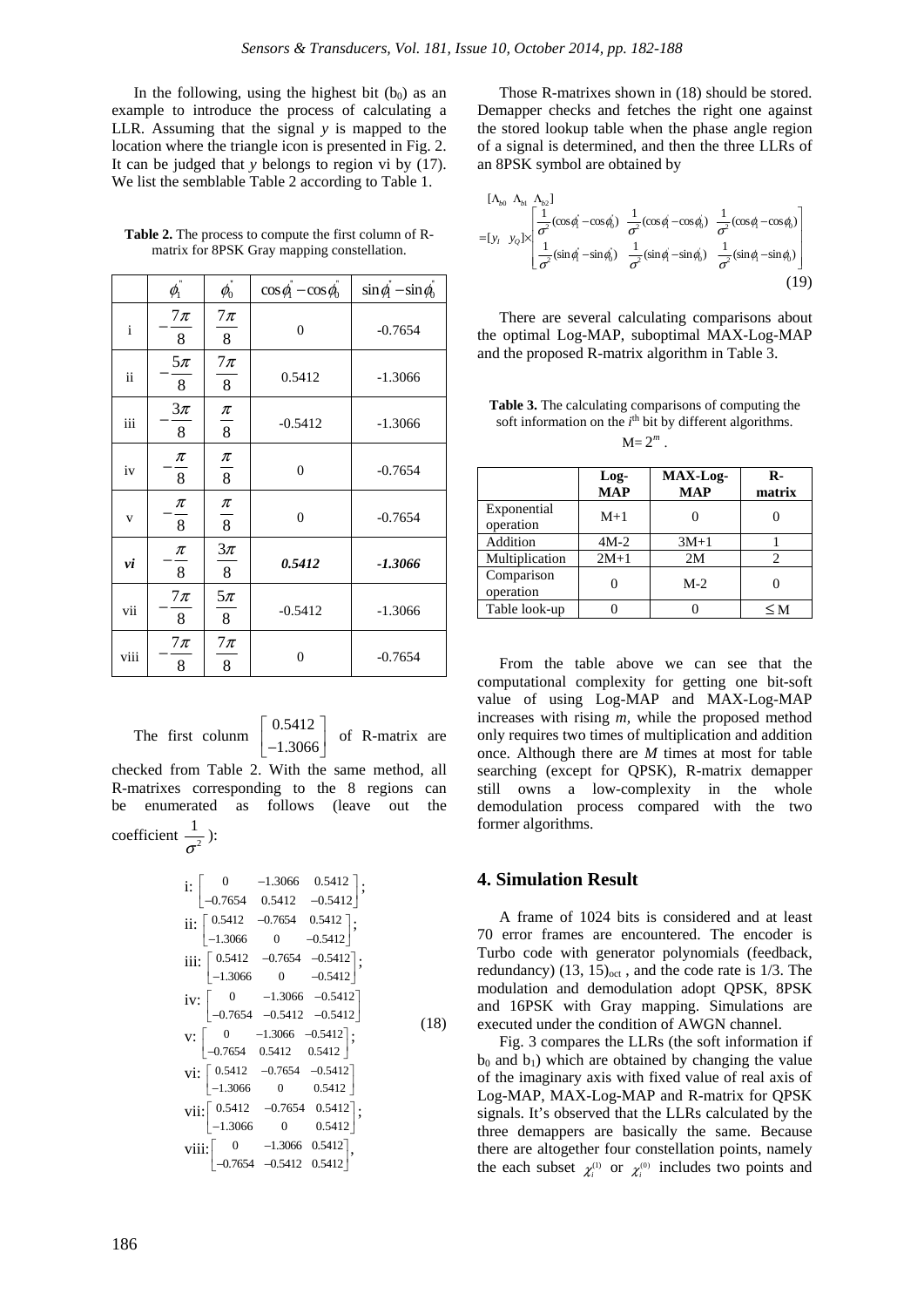In the following, using the highest bit ($b_0$) as an example to introduce the process of calculating a LLR. Assuming that the signal $y$ is mapped to the location where the triangle icon is presented in Fig. 2. It can be judged that $y$ belongs to region vi by (17). We list the semblable Table 2 according to Table 1.

**Table 2.** The process to compute the first column of R-matrix for 8PSK Gray mapping constellation.

| | $\phi_1^{''}$ | $\phi_0^{*}$ | $\cos\phi_1^{''}-\cos\phi_0^{''}$ | $\sin\phi_1^{*}-\sin\phi_0^{*}$ |
|---|---|---|---|---|
| i | $-\frac{7\pi}{8}$ | $\frac{7\pi}{8}$ | 0 | -0.7654 |
| ii | $-\frac{5\pi}{8}$ | $\frac{7\pi}{8}$ | 0.5412 | -1.3066 |
| iii | $-\frac{3\pi}{8}$ | $\frac{\pi}{8}$ | -0.5412 | -1.3066 |
| iv | $-\frac{\pi}{8}$ | $\frac{\pi}{8}$ | 0 | -0.7654 |
| v | $-\frac{\pi}{8}$ | $\frac{\pi}{8}$ | 0 | -0.7654 |
| ***vi*** | $-\frac{\pi}{8}$ | $\frac{3\pi}{8}$ | ***0.5412*** | ***-1.3066*** |
| vii | $-\frac{7\pi}{8}$ | $\frac{5\pi}{8}$ | -0.5412 | -1.3066 |
| viii | $-\frac{7\pi}{8}$ | $\frac{7\pi}{8}$ | 0 | -0.7654 |

The first colunm $\begin{bmatrix} 0.5412 \\ -1.3066 \end{bmatrix}$ of R-matrix are checked from Table 2. With the same method, all R-matrixes corresponding to the 8 regions can be enumerated as follows (leave out the coefficient $\frac{1}{\sigma^2}$):

$$
\begin{aligned}
&\text{i: } \begin{bmatrix} 0 & -1.3066 & 0.5412 \\ -0.7654 & 0.5412 & -0.5412 \end{bmatrix}; \\
&\text{ii: } \begin{bmatrix} 0.5412 & -0.7654 & 0.5412 \\ -1.3066 & 0 & -0.5412 \end{bmatrix}; \\
&\text{iii: } \begin{bmatrix} 0.5412 & -0.7654 & -0.5412 \\ -1.3066 & 0 & -0.5412 \end{bmatrix}; \\
&\text{iv: } \begin{bmatrix} 0 & -1.3066 & -0.5412 \\ -0.7654 & -0.5412 & -0.5412 \end{bmatrix} \\
&\text{v: } \begin{bmatrix} 0 & -1.3066 & -0.5412 \\ -0.7654 & 0.5412 & 0.5412 \end{bmatrix}; \\
&\text{vi: } \begin{bmatrix} 0.5412 & -0.7654 & -0.5412 \\ -1.3066 & 0 & 0.5412 \end{bmatrix} \\
&\text{vii: } \begin{bmatrix} 0.5412 & -0.7654 & 0.5412 \\ -1.3066 & 0 & 0.5412 \end{bmatrix}; \\
&\text{viii: } \begin{bmatrix} 0 & -1.3066 & 0.5412 \\ -0.7654 & -0.5412 & 0.5412 \end{bmatrix},
\end{aligned}
\tag{18}
$$

Those R-matrixes shown in (18) should be stored. Demapper checks and fetches the right one against the stored lookup table when the phase angle region of a signal is determined, and then the three LLRs of an 8PSK symbol are obtained by

$$
[\Lambda_{b0}\ \Lambda_{b1}\ \Lambda_{b2}] = [y_I\ \ y_Q] \times \begin{bmatrix} \frac{1}{\sigma^2}(\cos\phi_1^{*}-\cos\phi_0^{*}) & \frac{1}{\sigma^2}(\cos\phi_1^{'}-\cos\phi_0^{'}) & \frac{1}{\sigma^2}(\cos\phi_1-\cos\phi_0) \\ \frac{1}{\sigma^2}(\sin\phi_1^{*}-\sin\phi_0^{*}) & \frac{1}{\sigma^2}(\sin\phi_1^{'}-\sin\phi_0^{'}) & \frac{1}{\sigma^2}(\sin\phi_1-\sin\phi_0) \end{bmatrix}
\tag{19}
$$

There are several calculating comparisons about the optimal Log-MAP, suboptimal MAX-Log-MAP and the proposed R-matrix algorithm in Table 3.

**Table 3.** The calculating comparisons of computing the soft information on the $i^{th}$ bit by different algorithms. $M=2^m$.

| | Log-MAP | MAX-Log-MAP | R-matrix |
|---|---|---|---|
| Exponential operation | M+1 | 0 | 0 |
| Addition | 4M-2 | 3M+1 | 1 |
| Multiplication | 2M+1 | 2M | 2 |
| Comparison operation | 0 | M-2 | 0 |
| Table look-up | 0 | 0 | $\leq$ M |

From the table above we can see that the computational complexity for getting one bit-soft value of using Log-MAP and MAX-Log-MAP increases with rising $m$, while the proposed method only requires two times of multiplication and addition once. Although there are $M$ times at most for table searching (except for QPSK), R-matrix demapper still owns a low-complexity in the whole demodulation process compared with the two former algorithms.

## 4. Simulation Result

A frame of 1024 bits is considered and at least 70 error frames are encountered. The encoder is Turbo code with generator polynomials (feedback, redundancy) $(13, 15)_{oct}$, and the code rate is 1/3. The modulation and demodulation adopt QPSK, 8PSK and 16PSK with Gray mapping. Simulations are executed under the condition of AWGN channel.

Fig. 3 compares the LLRs (the soft information if $b_0$ and $b_1$) which are obtained by changing the value of the imaginary axis with fixed value of real axis of Log-MAP, MAX-Log-MAP and R-matrix for QPSK signals. It's observed that the LLRs calculated by the three demappers are basically the same. Because there are altogether four constellation points, namely the each subset $\chi_i^{(1)}$ or $\chi_i^{(0)}$ includes two points and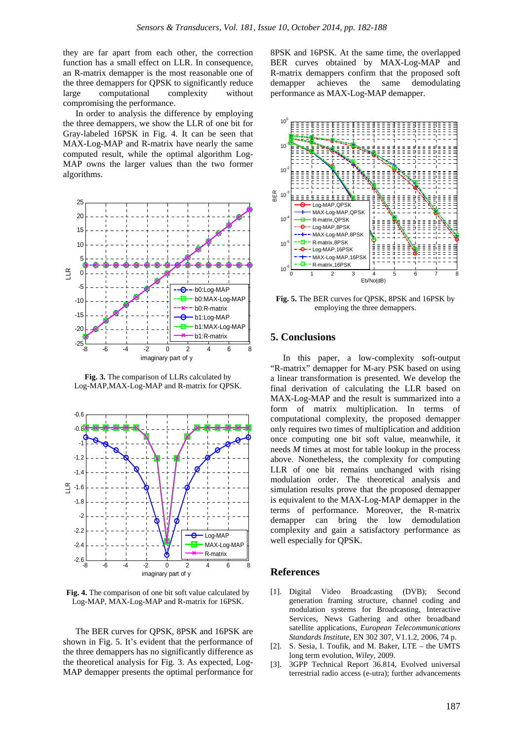they are far apart from each other, the correction function has a small effect on LLR. In consequence, an R-matrix demapper is the most reasonable one of the three demappers for QPSK to significantly reduce large computational complexity without compromising the performance.

In order to analysis the difference by employing the three demappers, we show the LLR of one bit for Gray-labeled 16PSK in Fig. 4. It can be seen that MAX-Log-MAP and R-matrix have nearly the same computed result, while the optimal algorithm Log-MAP owns the larger values than the two former algorithms.

**Fig. 3.** The comparison of LLRs calculated by Log-MAP,MAX-Log-MAP and R-matrix for QPSK.

**Fig. 4.** The comparison of one bit soft value calculated by Log-MAP, MAX-Log-MAP and R-matrix for 16PSK.

The BER curves for QPSK, 8PSK and 16PSK are shown in Fig. 5. It's evident that the performance of the three demappers has no significantly difference as the theoretical analysis for Fig. 3. As expected, Log-MAP demapper presents the optimal performance for 8PSK and 16PSK. At the same time, the overlapped BER curves obtained by MAX-Log-MAP and R-matrix demappers confirm that the proposed soft demapper achieves the same demodulating performance as MAX-Log-MAP demapper.

**Fig. 5.** The BER curves for QPSK, 8PSK and 16PSK by employing the three demappers.

## 5. Conclusions

In this paper, a low-complexity soft-output "R-matrix" demapper for M-ary PSK based on using a linear transformation is presented. We develop the final derivation of calculating the LLR based on MAX-Log-MAP and the result is summarized into a form of matrix multiplication. In terms of computational complexity, the proposed demapper only requires two times of multiplication and addition once computing one bit soft value, meanwhile, it needs *M* times at most for table lookup in the process above. Nonetheless, the complexity for computing LLR of one bit remains unchanged with rising modulation order. The theoretical analysis and simulation results prove that the proposed demapper is equivalent to the MAX-Log-MAP demapper in the terms of performance. Moreover, the R-matrix demapper can bring the low demodulation complexity and gain a satisfactory performance as well especially for QPSK.

## References

[1]. Digital Video Broadcasting (DVB); Second generation framing structure, channel coding and modulation systems for Broadcasting, Interactive Services, News Gathering and other broadband satellite applications, *European Telecommunications Standards Institute*, EN 302 307, V1.1.2, 2006, 74 p.

[2]. S. Sesia, I. Toufik, and M. Baker, LTE – the UMTS long term evolution, *Wiley*, 2009.

[3]. 3GPP Technical Report 36.814, Evolved universal terrestrial radio access (e-utra); further advancements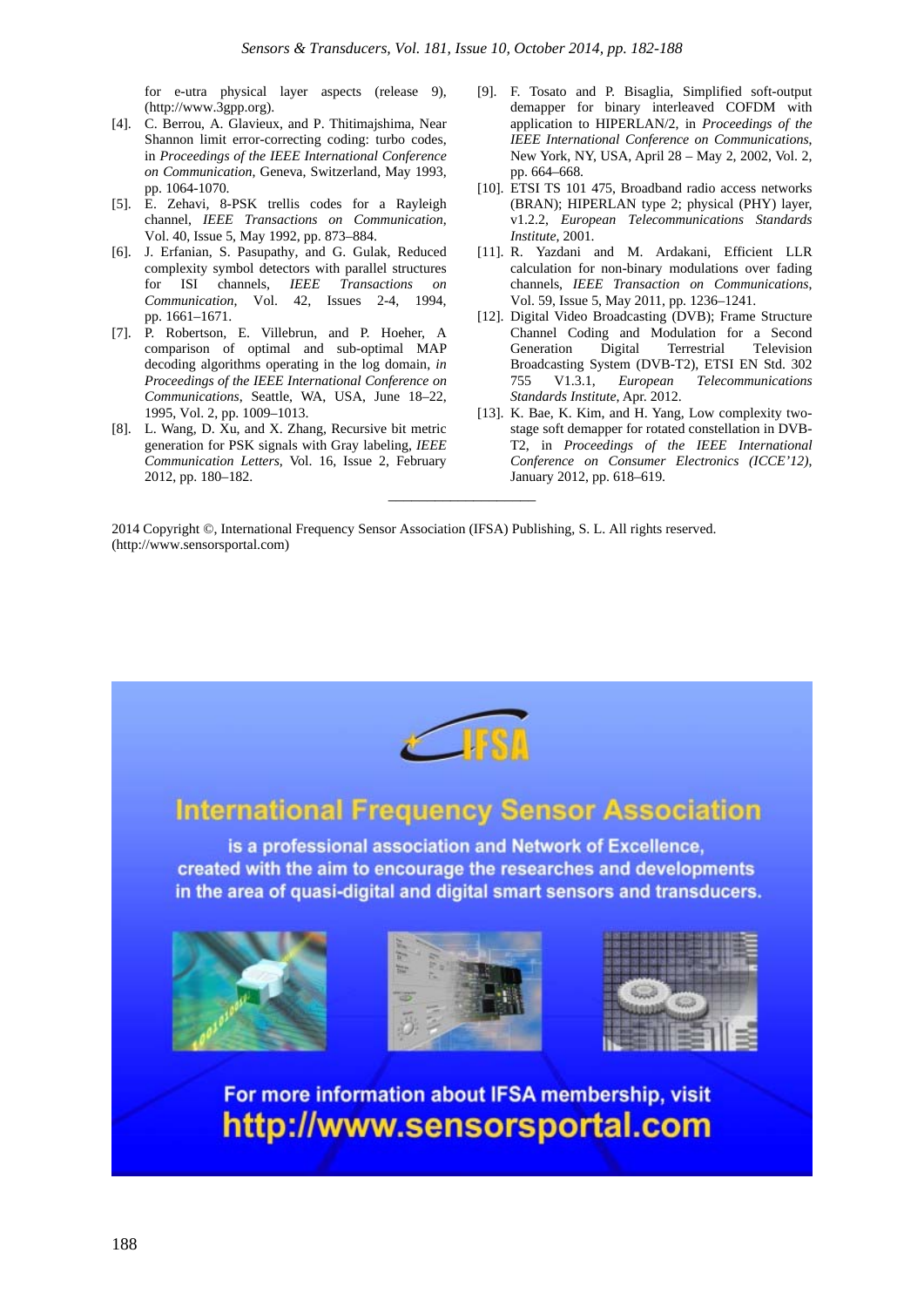for e-utra physical layer aspects (release 9), (http://www.3gpp.org).

[4]. C. Berrou, A. Glavieux, and P. Thitimajshima, Near Shannon limit error-correcting coding: turbo codes, in *Proceedings of the IEEE International Conference on Communication*, Geneva, Switzerland, May 1993, pp. 1064-1070.

[5]. E. Zehavi, 8-PSK trellis codes for a Rayleigh channel, *IEEE Transactions on Communication*, Vol. 40, Issue 5, May 1992, pp. 873–884.

[6]. J. Erfanian, S. Pasupathy, and G. Gulak, Reduced complexity symbol detectors with parallel structures for ISI channels, *IEEE Transactions on Communication*, Vol. 42, Issues 2-4, 1994, pp. 1661–1671.

[7]. P. Robertson, E. Villebrun, and P. Hoeher, A comparison of optimal and sub-optimal MAP decoding algorithms operating in the log domain, *in Proceedings of the IEEE International Conference on Communications*, Seattle, WA, USA, June 18–22, 1995, Vol. 2, pp. 1009–1013.

[8]. L. Wang, D. Xu, and X. Zhang, Recursive bit metric generation for PSK signals with Gray labeling, *IEEE Communication Letters*, Vol. 16, Issue 2, February 2012, pp. 180–182.

[9]. F. Tosato and P. Bisaglia, Simplified soft-output demapper for binary interleaved COFDM with application to HIPERLAN/2, in *Proceedings of the IEEE International Conference on Communications*, New York, NY, USA, April 28 – May 2, 2002, Vol. 2, pp. 664–668.

[10]. ETSI TS 101 475, Broadband radio access networks (BRAN); HIPERLAN type 2; physical (PHY) layer, v1.2.2, *European Telecommunications Standards Institute*, 2001.

[11]. R. Yazdani and M. Ardakani, Efficient LLR calculation for non-binary modulations over fading channels, *IEEE Transaction on Communications*, Vol. 59, Issue 5, May 2011, pp. 1236–1241.

[12]. Digital Video Broadcasting (DVB); Frame Structure Channel Coding and Modulation for a Second Generation Digital Terrestrial Television Broadcasting System (DVB-T2), ETSI EN Std. 302 755 V1.3.1, *European Telecommunications Standards Institute*, Apr. 2012.

[13]. K. Bae, K. Kim, and H. Yang, Low complexity two-stage soft demapper for rotated constellation in DVB-T2, in *Proceedings of the IEEE International Conference on Consumer Electronics (ICCE'12)*, January 2012, pp. 618–619.

---

2014 Copyright ©, International Frequency Sensor Association (IFSA) Publishing, S. L. All rights reserved. (http://www.sensorsportal.com)

IFSA

**International Frequency Sensor Association**

**is a professional association and Network of Excellence, created with the aim to encourage the researches and developments in the area of quasi-digital and digital smart sensors and transducers.**

**For more information about IFSA membership, visit**
**http://www.sensorsportal.com**